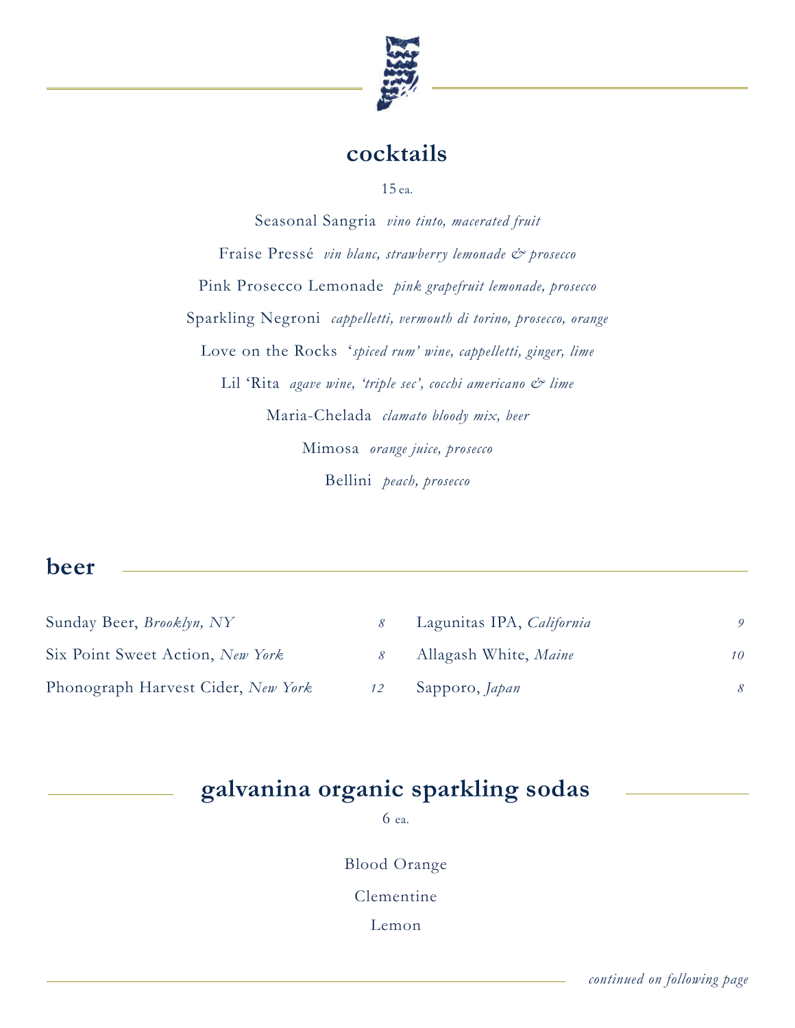## cocktails

15 ea.

Seasonal Sangria *vino tinto, macerated fruit*

Fraise Pressé *vin blanc, strawberry lemonade & prosecco*

Pink Prosecco Lemonade *pink grapefruit lemonade, prosecco*

Sparkling Negroni *cappelletti, vermouth di torino, prosecco, orange*

Love on the Rocks *'spiced rum' wine, cappelletti, ginger, lime*

Lil 'Rita *agave wine, 'triple sec', cocchi americano & lime*

Maria-Chelada *clamato bloody mix, beer*

Mimosa *orange juice, prosecco*

Bellini *peach, prosecco*

## beer

| | |
|---|---|
| Sunday Beer, *Brooklyn, NY* | *8* |
| Six Point Sweet Action, *New York* | *8* |
| Phonograph Harvest Cider, *New York* | *12* |
| Lagunitas IPA, *California* | *9* |
| Allagash White, *Maine* | *10* |
| Sapporo, *Japan* | *8* |

## galvanina organic sparkling sodas

6 ea.

Blood Orange

Clementine

Lemon

*continued on following page*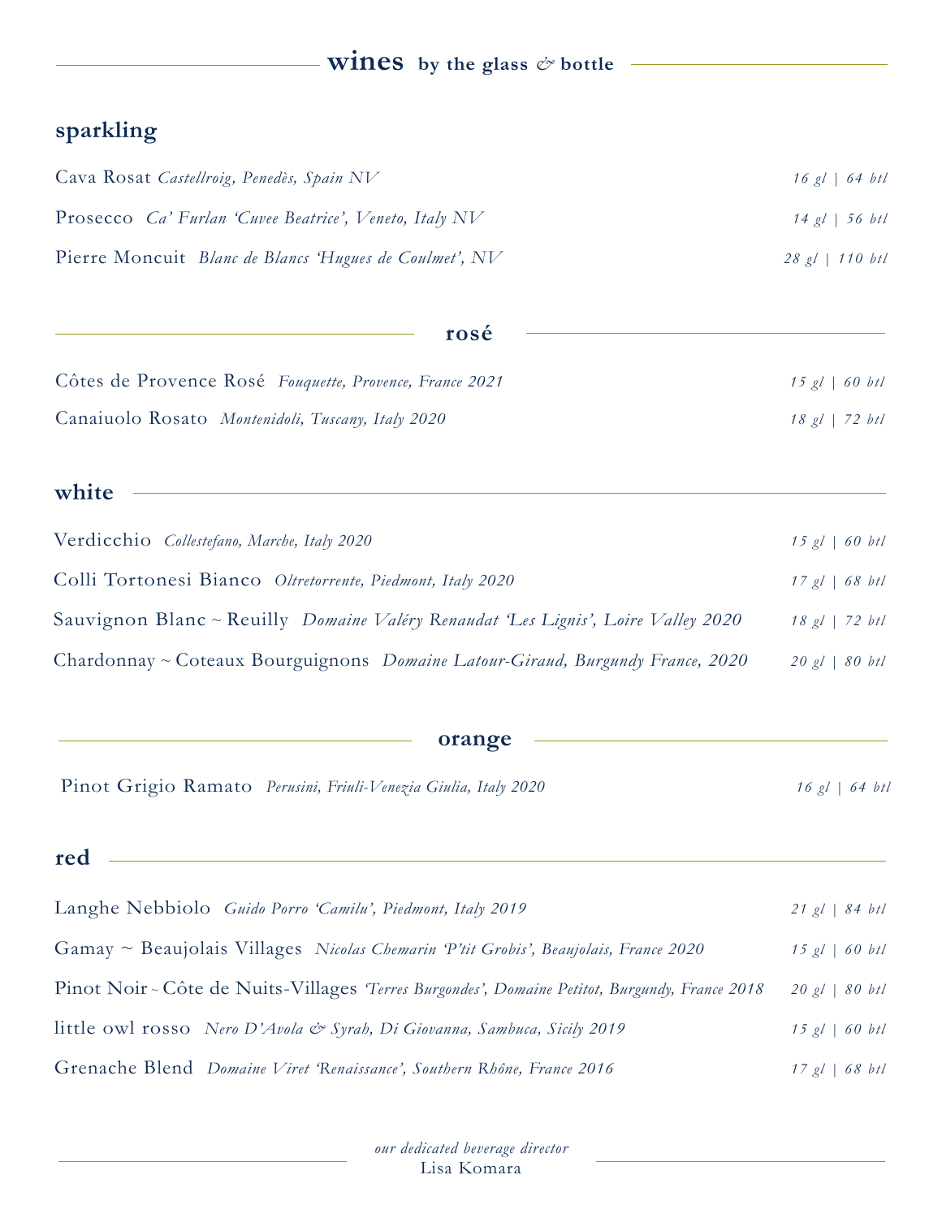# **wines** by the glass & bottle

## sparkling

Cava Rosat *Castellroig, Penedès, Spain NV* — *16 gl | 64 btl*

Prosecco *Ca' Furlan 'Cuvee Beatrice', Veneto, Italy NV* — *14 gl | 56 btl*

Pierre Moncuit *Blanc de Blancs 'Hugues de Coulmet', NV* — *28 gl | 110 btl*

## rosé

Côtes de Provence Rosé *Fouquette, Provence, France 2021* — *15 gl | 60 btl*

Canaiuolo Rosato *Montenidoli, Tuscany, Italy 2020* — *18 gl | 72 btl*

## white

Verdicchio *Collestefano, Marche, Italy 2020* — *15 gl | 60 btl*

Colli Tortonesi Bianco *Oltretorrente, Piedmont, Italy 2020* — *17 gl | 68 btl*

Sauvignon Blanc ~ Reuilly *Domaine Valéry Renaudat 'Les Lignis', Loire Valley 2020* — *18 gl | 72 btl*

Chardonnay ~ Coteaux Bourguignons *Domaine Latour-Giraud, Burgundy France, 2020* — *20 gl | 80 btl*

## orange

Pinot Grigio Ramato *Perusini, Friuli-Venezia Giulia, Italy 2020* — *16 gl | 64 btl*

## red

Langhe Nebbiolo *Guido Porro 'Camilu', Piedmont, Italy 2019* — *21 gl | 84 btl*

Gamay ~ Beaujolais Villages *Nicolas Chemarin 'P'tit Grobis', Beaujolais, France 2020* — *15 gl | 60 btl*

Pinot Noir ~ Côte de Nuits-Villages *'Terres Burgondes', Domaine Petitot, Burgundy, France 2018* — *20 gl | 80 btl*

little owl rosso *Nero D'Avola & Syrah, Di Giovanna, Sambuca, Sicily 2019* — *15 gl | 60 btl*

Grenache Blend *Domaine Viret 'Renaissance', Southern Rhône, France 2016* — *17 gl | 68 btl*

*our dedicated beverage director*
Lisa Komara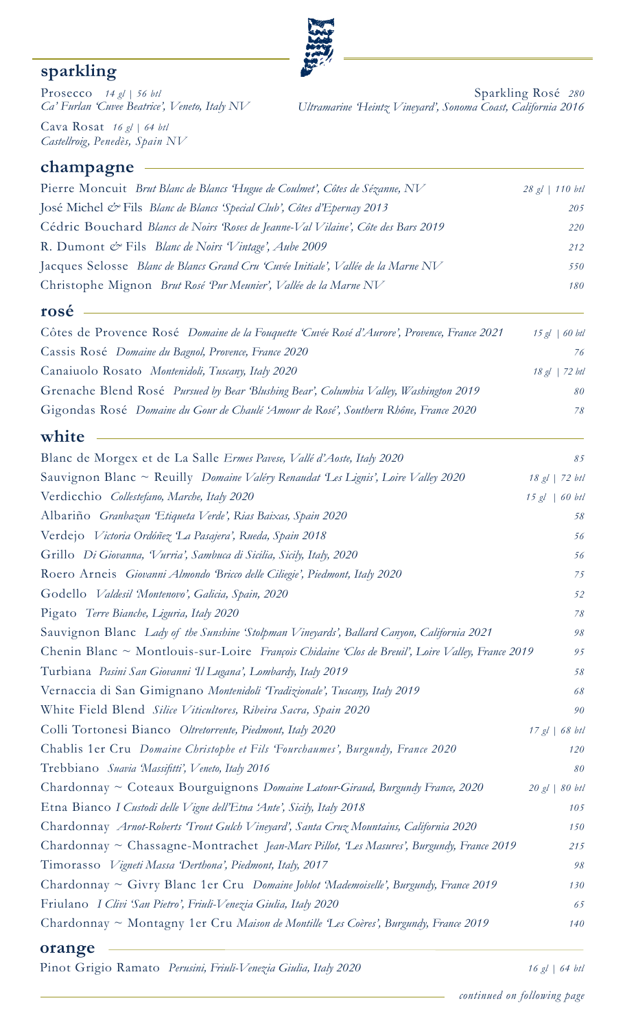## sparkling

Prosecco *14 gl | 56 btl*
*Ca' Furlan 'Cuvee Beatrice', Veneto, Italy NV*

Cava Rosat *16 gl | 64 btl*
*Castellroig, Penedès, Spain NV*

Sparkling Rosé *280*
*Ultramarine 'Heintz Vineyard', Sonoma Coast, California 2016*

## champagne

| | |
|---|---|
| Pierre Moncuit *Brut Blanc de Blancs 'Hugue de Coulmet', Côtes de Sézanne, NV* | *28 gl \| 110 btl* |
| José Michel & Fils *Blanc de Blancs 'Special Club', Côtes d'Epernay 2013* | *205* |
| Cédric Bouchard *Blancs de Noirs 'Roses de Jeanne-Val Vilaine', Côte des Bars 2019* | *220* |
| R. Dumont & Fils *Blanc de Noirs 'Vintage', Aube 2009* | *212* |
| Jacques Selosse *Blanc de Blancs Grand Cru 'Cuvée Initiale', Vallée de la Marne NV* | *550* |
| Christophe Mignon *Brut Rosé 'Pur Meunier', Vallée de la Marne NV* | *180* |

## rosé

| | |
|---|---|
| Côtes de Provence Rosé *Domaine de la Fouquette 'Cuvée Rosé d'Aurore', Provence, France 2021* | *15 gl \| 60 btl* |
| Cassis Rosé *Domaine du Bagnol, Provence, France 2020* | *76* |
| Canaiuolo Rosato *Montenidoli, Tuscany, Italy 2020* | *18 gl \| 72 btl* |
| Grenache Blend Rosé *Pursued by Bear 'Blushing Bear', Columbia Valley, Washington 2019* | *80* |
| Gigondas Rosé *Domaine du Gour de Chaulé 'Amour de Rosé', Southern Rhône, France 2020* | *78* |

## white

| | |
|---|---|
| Blanc de Morgex et de La Salle *Ermes Pavese, Vallé d'Aoste, Italy 2020* | *85* |
| Sauvignon Blanc ~ Reuilly *Domaine Valéry Renaudat 'Les Lignis', Loire Valley 2020* | *18 gl \| 72 btl* |
| Verdicchio *Collestefano, Marche, Italy 2020* | *15 gl \| 60 btl* |
| Albariño *Granbazan 'Etiqueta Verde', Rias Baixas, Spain 2020* | *58* |
| Verdejo *Victoria Ordóñez 'La Pasajera', Rueda, Spain 2018* | *56* |
| Grillo *Di Giovanna, 'Vurria', Sambuca di Sicilia, Sicily, Italy, 2020* | *56* |
| Roero Arneis *Giovanni Almondo 'Bricco delle Ciliegie', Piedmont, Italy 2020* | *75* |
| Godello *Valdesil 'Montenovo', Galicia, Spain, 2020* | *52* |
| Pigato *Terre Bianche, Liguria, Italy 2020* | *78* |
| Sauvignon Blanc *Lady of the Sunshine 'Stolpman Vineyards', Ballard Canyon, California 2021* | *98* |
| Chenin Blanc ~ Montlouis-sur-Loire *François Chidaine 'Clos de Breuil', Loire Valley, France 2019* | *95* |
| Turbiana *Pasini San Giovanni 'Il Lugana', Lombardy, Italy 2019* | *58* |
| Vernaccia di San Gimignano *Montenidoli 'Tradizionale', Tuscany, Italy 2019* | *68* |
| White Field Blend *Silice Viticultores, Ribeira Sacra, Spain 2020* | *90* |
| Colli Tortonesi Bianco *Oltretorrente, Piedmont, Italy 2020* | *17 gl \| 68 btl* |
| Chablis 1er Cru *Domaine Christophe et Fils 'Fourchaumes', Burgundy, France 2020* | *120* |
| Trebbiano *Suavia 'Massifitti', Veneto, Italy 2016* | *80* |
| Chardonnay ~ Coteaux Bourguignons *Domaine Latour-Giraud, Burgundy France, 2020* | *20 gl \| 80 btl* |
| Etna Bianco *I Custodi delle Vigne dell'Etna 'Ante', Sicily, Italy 2018* | *105* |
| Chardonnay *Arnot-Roberts 'Trout Gulch Vineyard', Santa Cruz Mountains, California 2020* | *150* |
| Chardonnay ~ Chassagne-Montrachet *Jean-Marc Pillot, 'Les Masures', Burgundy, France 2019* | *215* |
| Timorasso *Vigneti Massa 'Derthona', Piedmont, Italy, 2017* | *98* |
| Chardonnay ~ Givry Blanc 1er Cru *Domaine Joblot 'Mademoiselle', Burgundy, France 2019* | *130* |
| Friulano *I Clivi 'San Pietro', Friuli-Venezia Giulia, Italy 2020* | *65* |
| Chardonnay ~ Montagny 1er Cru *Maison de Montille 'Les Coères', Burgundy, France 2019* | *140* |

## orange

| | |
|---|---|
| Pinot Grigio Ramato *Perusini, Friuli-Venezia Giulia, Italy 2020* | *16 gl \| 64 btl* |

*continued on following page*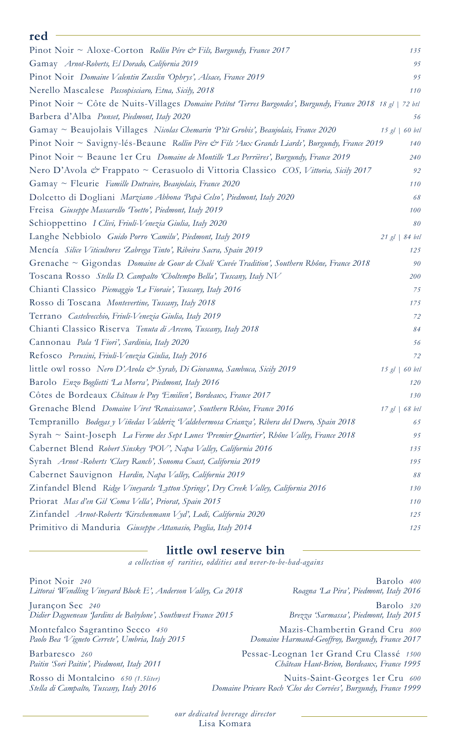## red

Pinot Noir ~ Aloxe-Corton *Rollin Pére & Fils, Burgundy, France 2017* 135

Gamay *Arnot-Roberts, El Dorado, California 2019* 95

Pinot Noir *Domaine Valentin Zusslin 'Ophrys', Alsace, France 2019* 95

Nerello Mascalese *Passopisciaro, Etna, Sicily, 2018* 110

Pinot Noir ~ Côte de Nuits-Villages *Domaine Petitot 'Terres Burgondes', Burgundy, France 2018* *18 gl | 72 btl*

Barbera d'Alba *Punset, Piedmont, Italy 2020* 56

Gamay ~ Beaujolais Villages *Nicolas Chemarin 'P'tit Grobis', Beaujolais, France 2020* *15 gl | 60 btl*

Pinot Noir ~ Savigny-lés-Beaune *Rollin Père & Fils 'Aux Grands Liards', Burgundy, France 2019* 140

Pinot Noir ~ Beaune 1er Cru *Domaine de Montille 'Les Perrières', Burgundy, France 2019* 240

Nero D'Avola & Frappato ~ Cerasuolo di Vittoria Classico *COS, Vittoria, Sicily 2017* 92

Gamay ~ Fleurie *Famille Dutraive, Beaujolais, France 2020* 110

Dolcetto di Dogliani *Marziano Abbona 'Papà Celso', Piedmont, Italy 2020* 68

Freisa *Giuseppe Mascarello 'Toetto', Piedmont, Italy 2019* 100

Schioppettino *I Clivi, Friuli-Venezia Giulia, Italy 2020* 80

Langhe Nebbiolo *Guido Porro 'Camilu', Piedmont, Italy 2019* *21 gl | 84 btl*

Mencía *Silice Viticultores 'Zabrega Tinto', Ribeira Sacra, Spain 2019* 125

Grenache ~ Gigondas *Domaine de Gour de Chalé 'Cuvée Tradition', Southern Rhône, France 2018* 90

Toscana Rosso *Stella D. Campalto 'Choltempo Bella', Tuscany, Italy NV* 200

Chianti Classico *Piemaggio 'Le Fioraie', Tuscany, Italy 2016* 75

Rosso di Toscana *Montevertine, Tuscany, Italy 2018* 175

Terrano *Castelvecchio, Friuli-Venezia Giulia, Italy 2019* 72

Chianti Classico Riserva *Tenuta di Arceno, Tuscany, Italy 2018* 84

Cannonau *Pala 'I Fiori', Sardinia, Italy 2020* 56

Refosco *Perusini, Friuli-Venezia Giulia, Italy 2016* 72

little owl rosso *Nero D'Avola & Syrah, Di Giovanna, Sambuca, Sicily 2019* *15 gl | 60 btl*

Barolo *Enzo Boglietti 'La Morra', Piedmont, Italy 2016* 120

Côtes de Bordeaux *Château le Puy 'Emilien', Bordeaux, France 2017* 130

Grenache Blend *Domaine Viret 'Renaissance', Southern Rhône, France 2016* *17 gl | 68 btl*

Tempranillo *Bodegas y Viñedas Valderiz 'Valdehermosa Crianza', Ribera del Duero, Spain 2018* 65

Syrah ~ Saint-Joseph *La Ferme des Sept Lunes 'Premier Quartier', Rhône Valley, France 2018* 95

Cabernet Blend *Robert Sinskey 'POV', Napa Valley, California 2016* 135

Syrah *Arnot -Roberts 'Clary Ranch', Sonoma Coast, California 2019* 195

Cabernet Sauvignon *Hardin, Napa Valley, California 2019* 88

Zinfandel Blend *Ridge Vineyards 'Lytton Springs', Dry Creek Valley, California 2016* 130

Priorat *Mas d'en Gil 'Coma Vella', Priorat, Spain 2015* 110

Zinfandel *Arnot-Roberts 'Kirschenmann Vyd', Lodi, California 2020* 125

Primitivo di Manduria *Giuseppe Attanasio, Puglia, Italy 2014* 125

## little owl reserve bin

*a collection of rarities, oddities and never-to-be-had-agains*

Pinot Noir *240*
*Littorai 'Wendling Vineyard Block E', Anderson Valley, Ca 2018*

Jurançon Sec *240*
*Didier Dagueneau 'Jardins de Babylone', Southwest France 2015*

Montefalco Sagrantino Secco *450*
*Paolo Bea 'Vigneto Cerrete', Umbria, Italy 2015*

Barbaresco *260*
*Paitin 'Sori Paitin', Piedmont, Italy 2011*

Rosso di Montalcino *650 (1.5liter)*
*Stella di Campalto, Tuscany, Italy 2016*

Barolo *400*
*Roagna 'La Pira', Piedmont, Italy 2016*

Barolo *320*
*Brezza 'Sarmassa', Piedmont, Italy 2015*

Mazis-Chambertin Grand Cru *800*
*Domaine Harmand-Geoffroy, Burgundy, France 2017*

Pessac-Leognan 1er Grand Cru Classé *1500*
*Château Haut-Brion, Bordeaux, France 1995*

Nuits-Saint-Georges 1er Cru *600*
*Domaine Prieure Roch 'Clos des Corvées', Burgundy, France 1999*

*our dedicated beverage director*
Lisa Komara